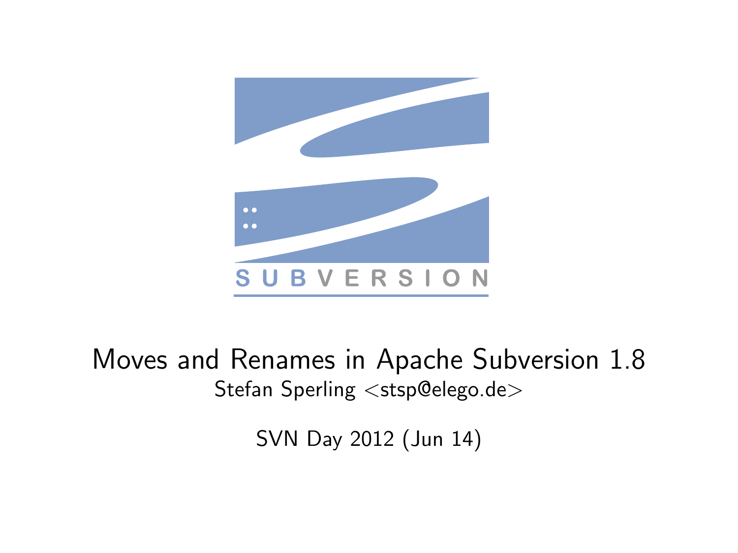# Moves and Renames in Apache Subversion 1.8

Stefan Sperling <stsp@elego.de>

SVN Day 2012 (Jun 14)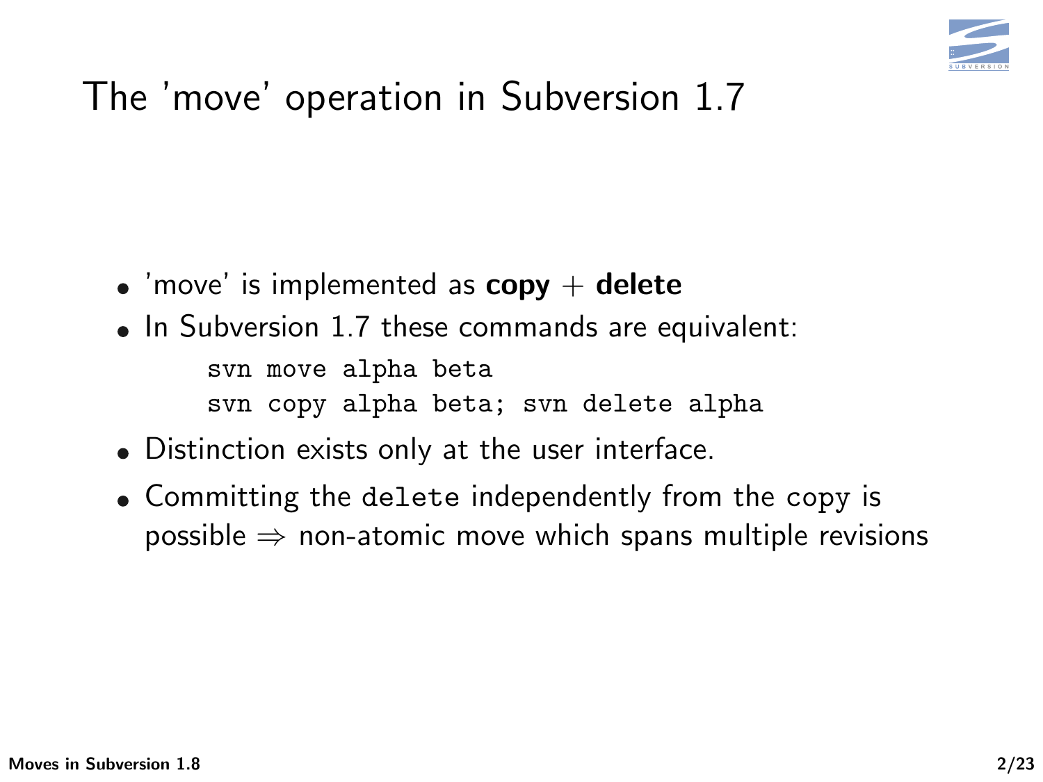# The 'move' operation in Subversion 1.7

- 'move' is implemented as **copy** + **delete**
- In Subversion 1.7 these commands are equivalent:

```
svn move alpha beta
svn copy alpha beta; svn delete alpha
```

- Distinction exists only at the user interface.
- Committing the `delete` independently from the `copy` is possible $\Rightarrow$ non-atomic move which spans multiple revisions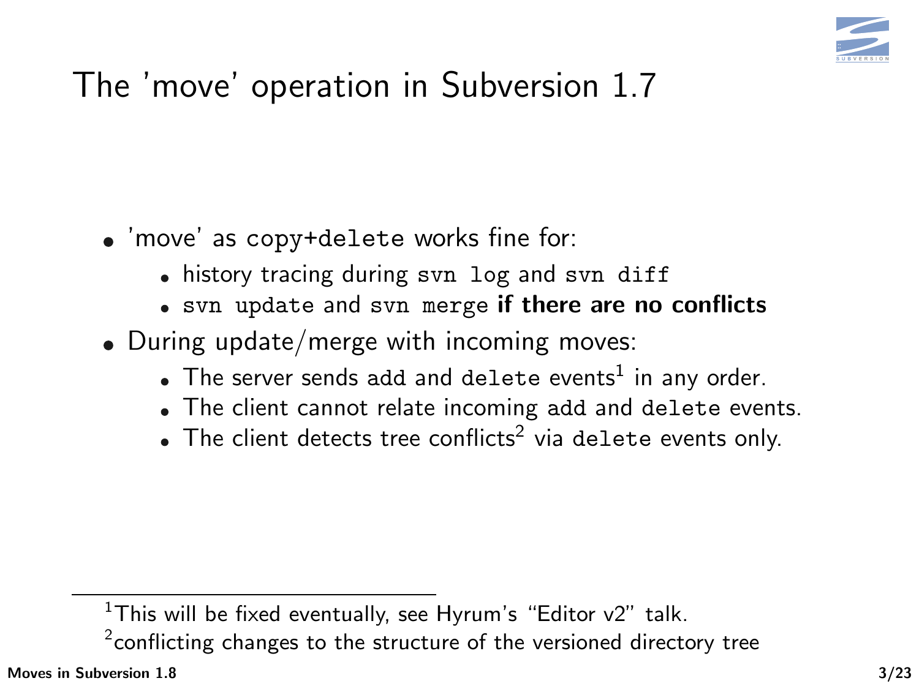# The 'move' operation in Subversion 1.7

- 'move' as `copy+delete` works fine for:
  - history tracing during `svn log` and `svn diff`
  - `svn update` and `svn merge` **if there are no conflicts**
- During update/merge with incoming moves:
  - The server sends `add` and `delete` events[1] in any order.
  - The client cannot relate incoming `add` and `delete` events.
  - The client detects tree conflicts[2] via `delete` events only.

---

[1] This will be fixed eventually, see Hyrum's "Editor v2" talk.

[2] conflicting changes to the structure of the versioned directory tree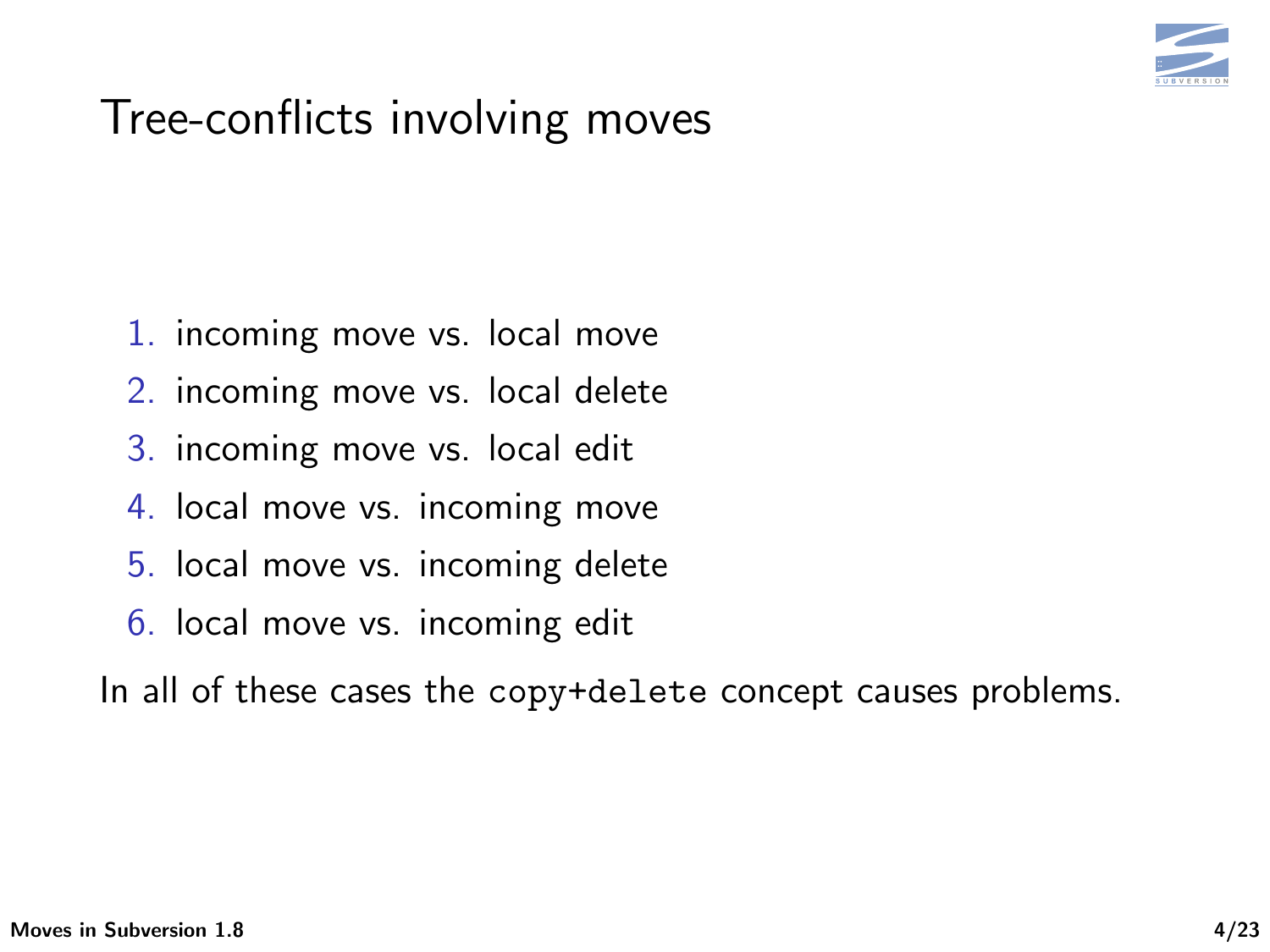# Tree-conflicts involving moves

1. incoming move vs. local move
2. incoming move vs. local delete
3. incoming move vs. local edit
4. local move vs. incoming move
5. local move vs. incoming delete
6. local move vs. incoming edit

In all of these cases the `copy+delete` concept causes problems.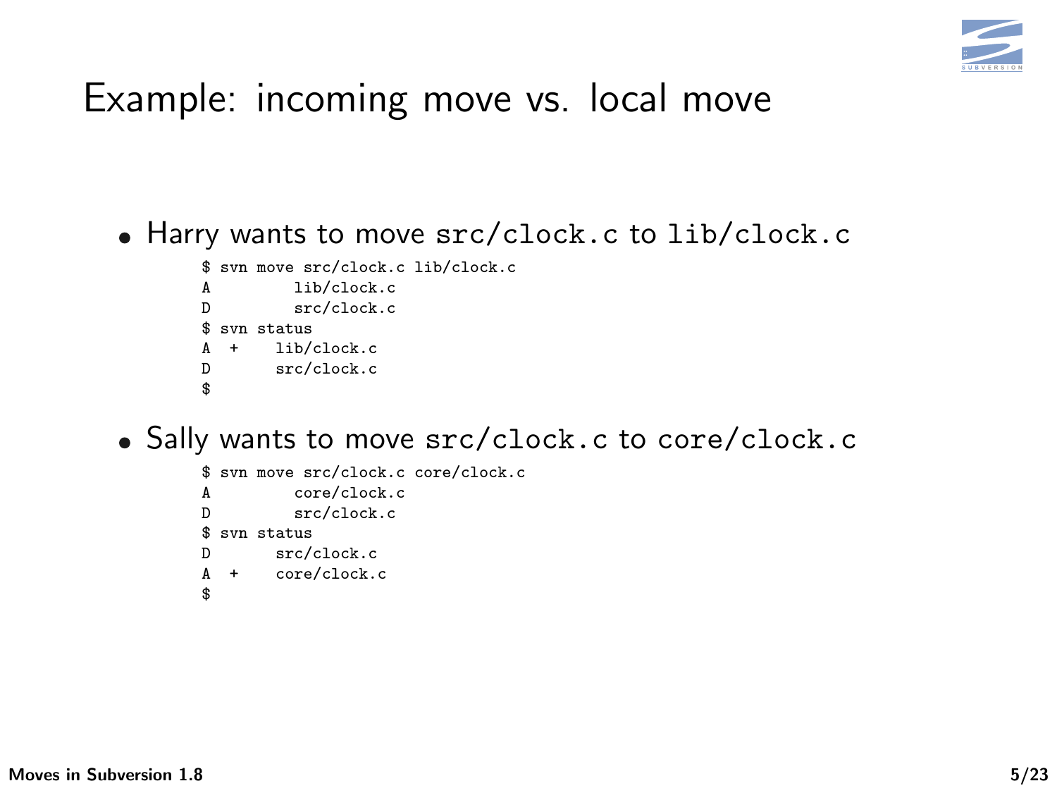# Example: incoming move vs. local move

- Harry wants to move `src/clock.c` to `lib/clock.c`

```
$ svn move src/clock.c lib/clock.c
A         lib/clock.c
D         src/clock.c
$ svn status
A  +    lib/clock.c
D       src/clock.c
$
```

- Sally wants to move `src/clock.c` to `core/clock.c`

```
$ svn move src/clock.c core/clock.c
A         core/clock.c
D         src/clock.c
$ svn status
D       src/clock.c
A  +    core/clock.c
$
```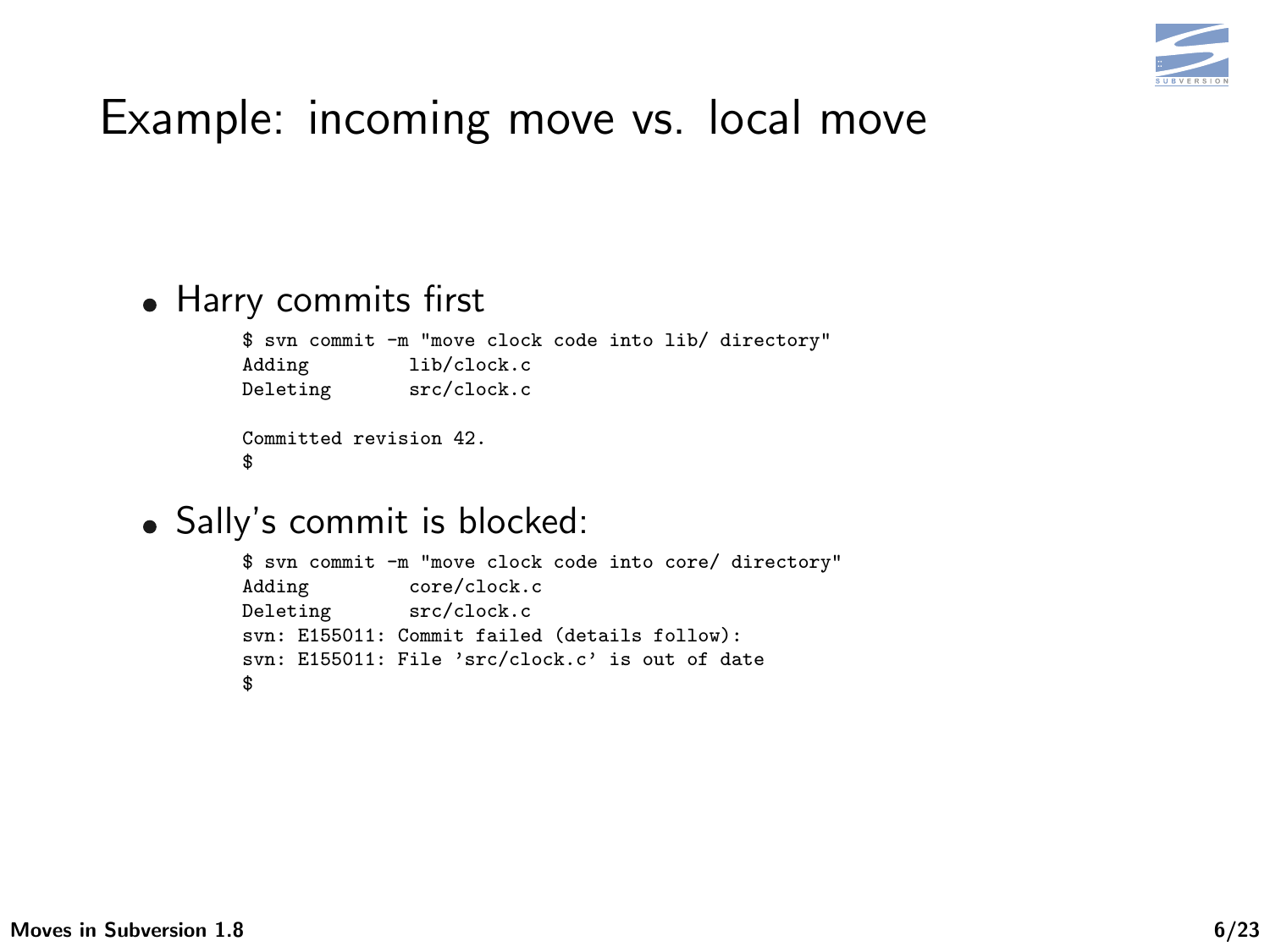# Example: incoming move vs. local move

- Harry commits first

```
$ svn commit -m "move clock code into lib/ directory"
Adding         lib/clock.c
Deleting       src/clock.c

Committed revision 42.
$
```

- Sally's commit is blocked:

```
$ svn commit -m "move clock code into core/ directory"
Adding         core/clock.c
Deleting       src/clock.c
svn: E155011: Commit failed (details follow):
svn: E155011: File 'src/clock.c' is out of date
$
```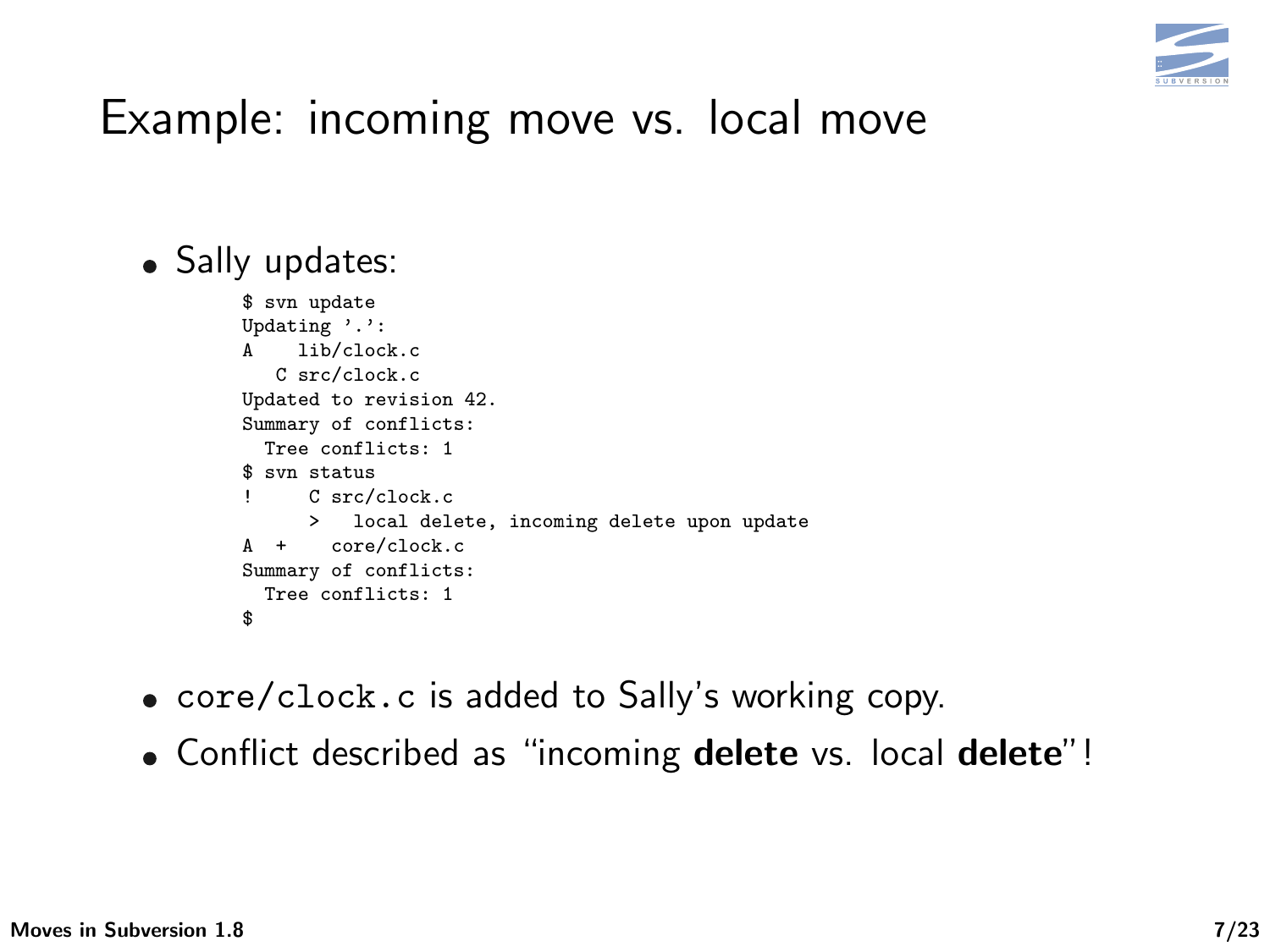# Example: incoming move vs. local move

- Sally updates:

```
$ svn update
Updating '.':
A    lib/clock.c
   C src/clock.c
Updated to revision 42.
Summary of conflicts:
  Tree conflicts: 1
$ svn status
!     C src/clock.c
      >   local delete, incoming delete upon update
A  +    core/clock.c
Summary of conflicts:
  Tree conflicts: 1
$
```

- `core/clock.c` is added to Sally's working copy.
- Conflict described as "incoming **delete** vs. local **delete**"!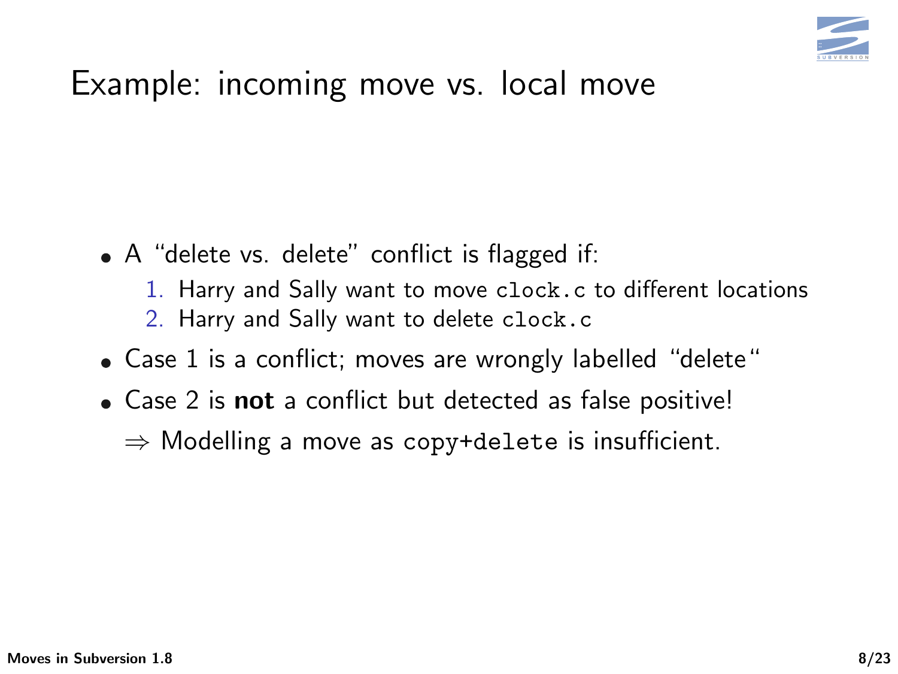# Example: incoming move vs. local move

- A “delete vs. delete” conflict is flagged if:
  1. Harry and Sally want to move `clock.c` to different locations
  2. Harry and Sally want to delete `clock.c`
- Case 1 is a conflict; moves are wrongly labelled “delete“
- Case 2 is **not** a conflict but detected as false positive!

  $\Rightarrow$ Modelling a move as `copy+delete` is insufficient.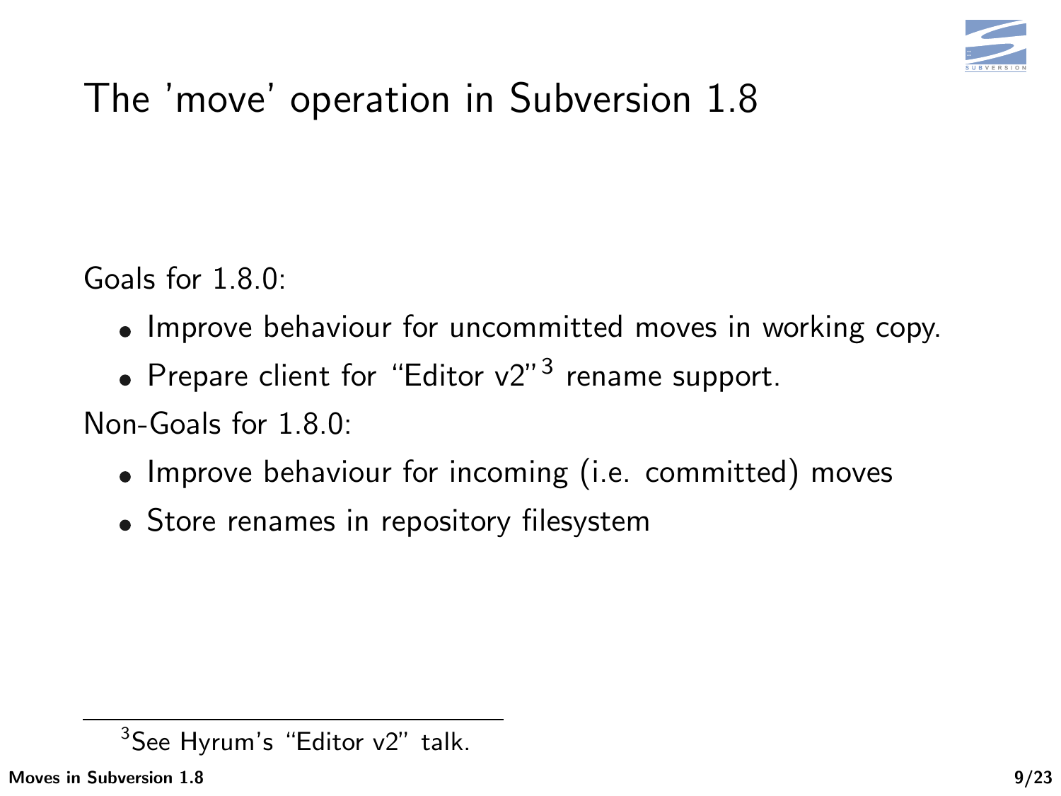# The 'move' operation in Subversion 1.8

Goals for 1.8.0:

- Improve behaviour for uncommitted moves in working copy.
- Prepare client for "Editor v2"[3] rename support.

Non-Goals for 1.8.0:

- Improve behaviour for incoming (i.e. committed) moves
- Store renames in repository filesystem

[3] See Hyrum's "Editor v2" talk.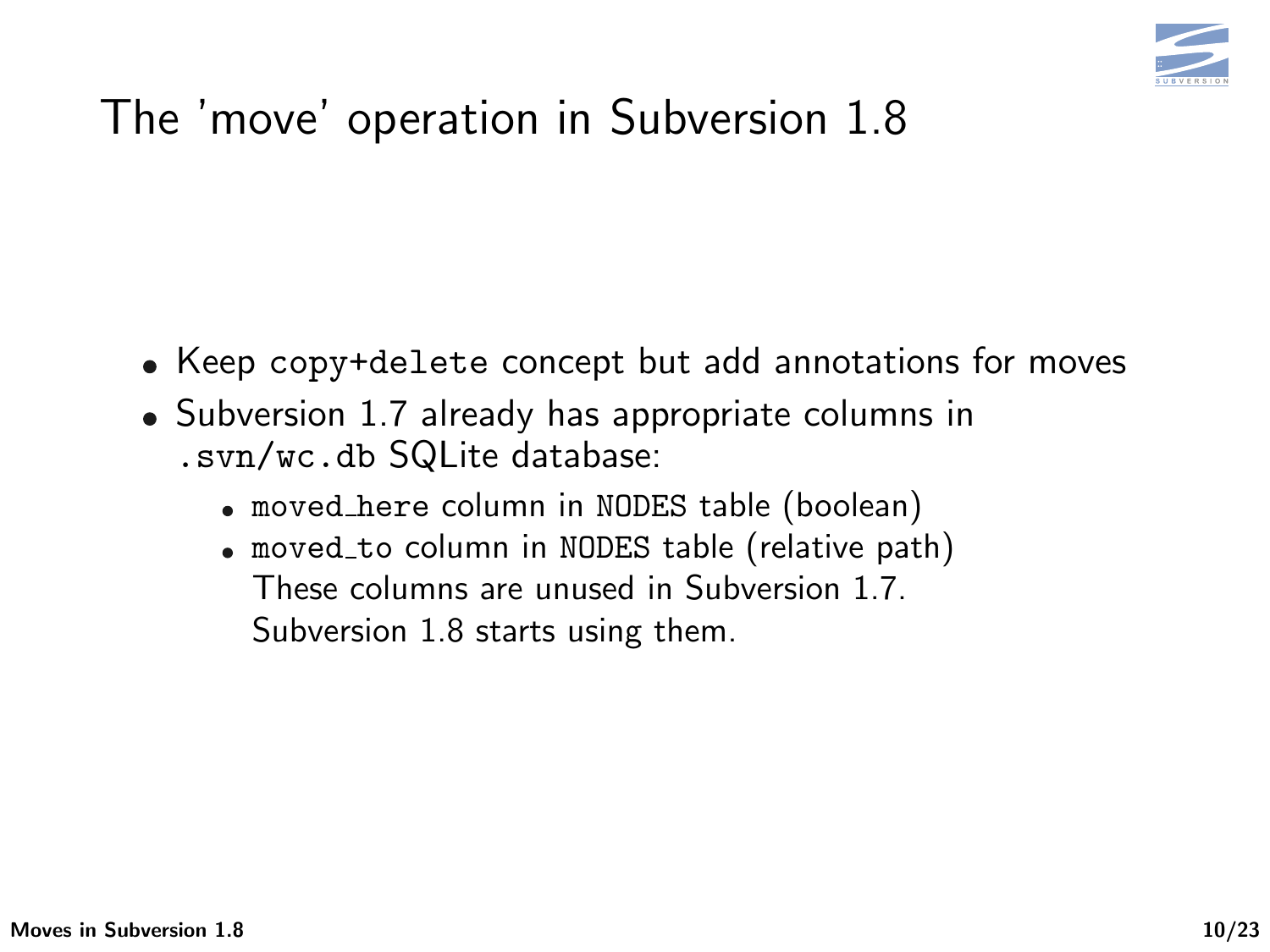# The 'move' operation in Subversion 1.8

- Keep `copy+delete` concept but add annotations for moves
- Subversion 1.7 already has appropriate columns in `.svn/wc.db` SQLite database:
  - `moved_here` column in `NODES` table (boolean)
  - `moved_to` column in `NODES` table (relative path)

    These columns are unused in Subversion 1.7.
    Subversion 1.8 starts using them.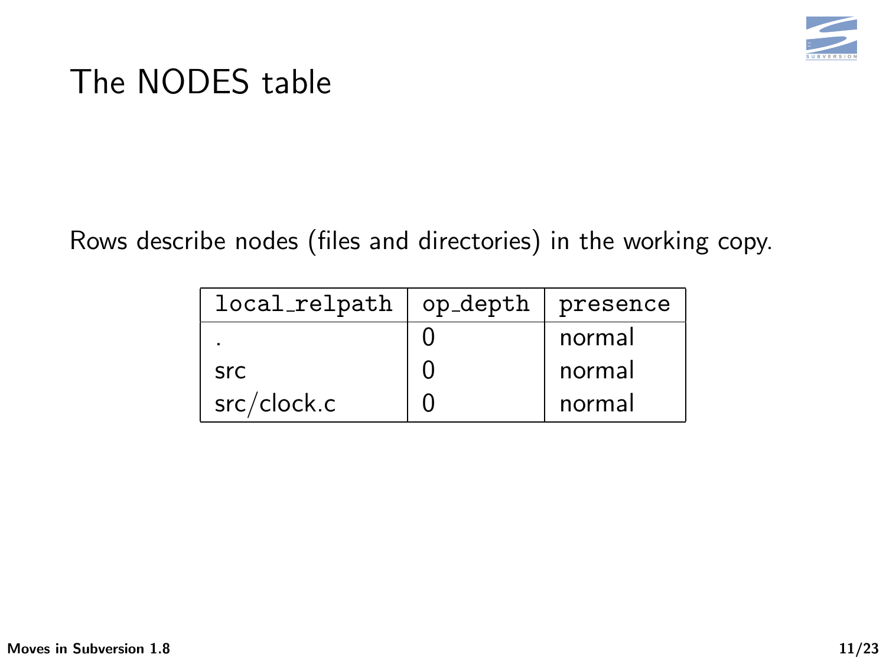# The NODES table

Rows describe nodes (files and directories) in the working copy.

| local_relpath | op_depth | presence |
|---|---|---|
| . | 0 | normal |
| src | 0 | normal |
| src/clock.c | 0 | normal |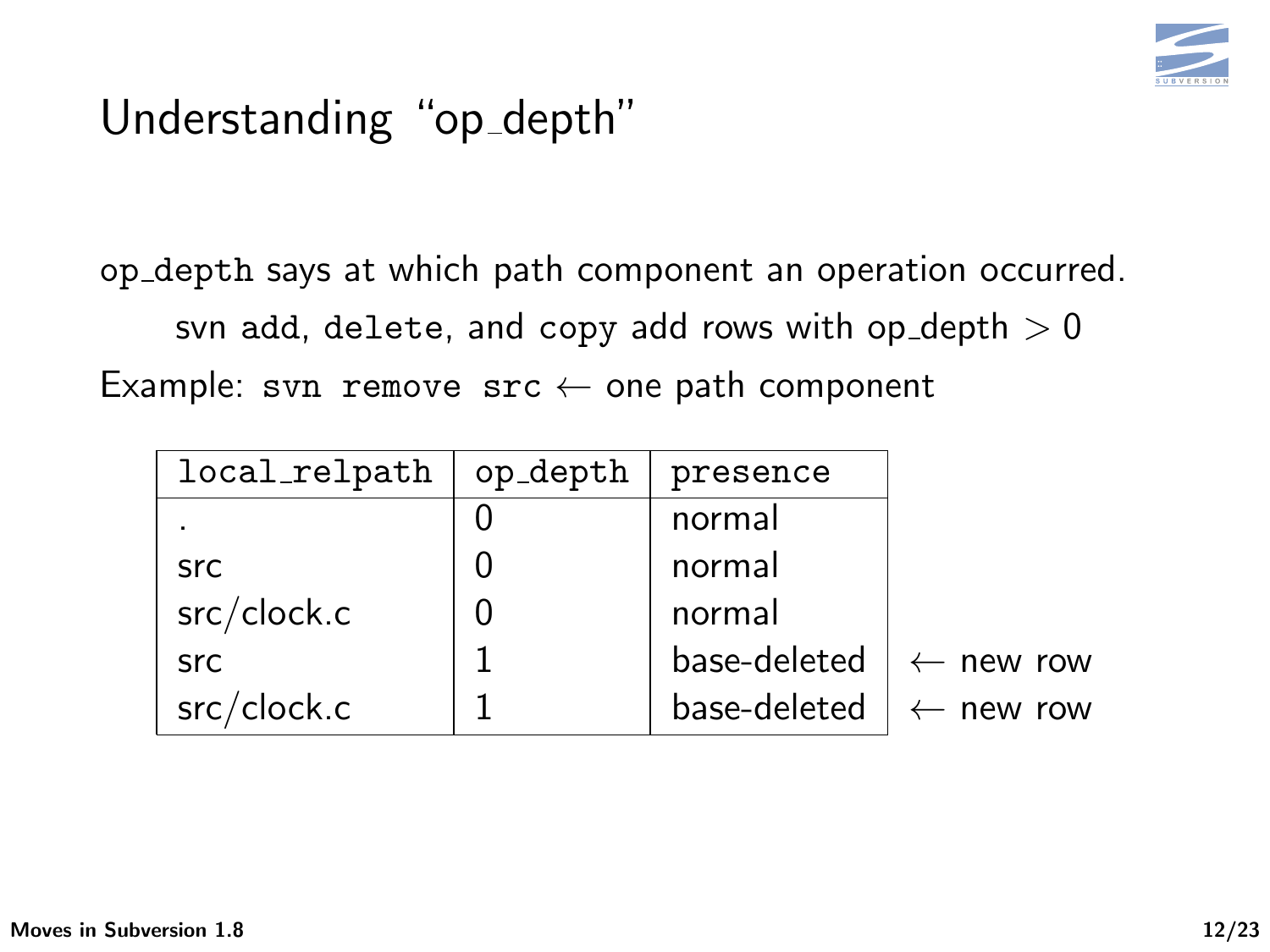# Understanding "op_depth"

`op_depth` says at which path component an operation occurred.

svn `add`, `delete`, and `copy` add rows with op_depth $> 0$

Example: `svn remove src` ← one path component

| `local_relpath` | `op_depth` | `presence` | |
|---|---|---|---|
| . | 0 | normal | |
| src | 0 | normal | |
| src/clock.c | 0 | normal | |
| src | 1 | base-deleted | ← new row |
| src/clock.c | 1 | base-deleted | ← new row |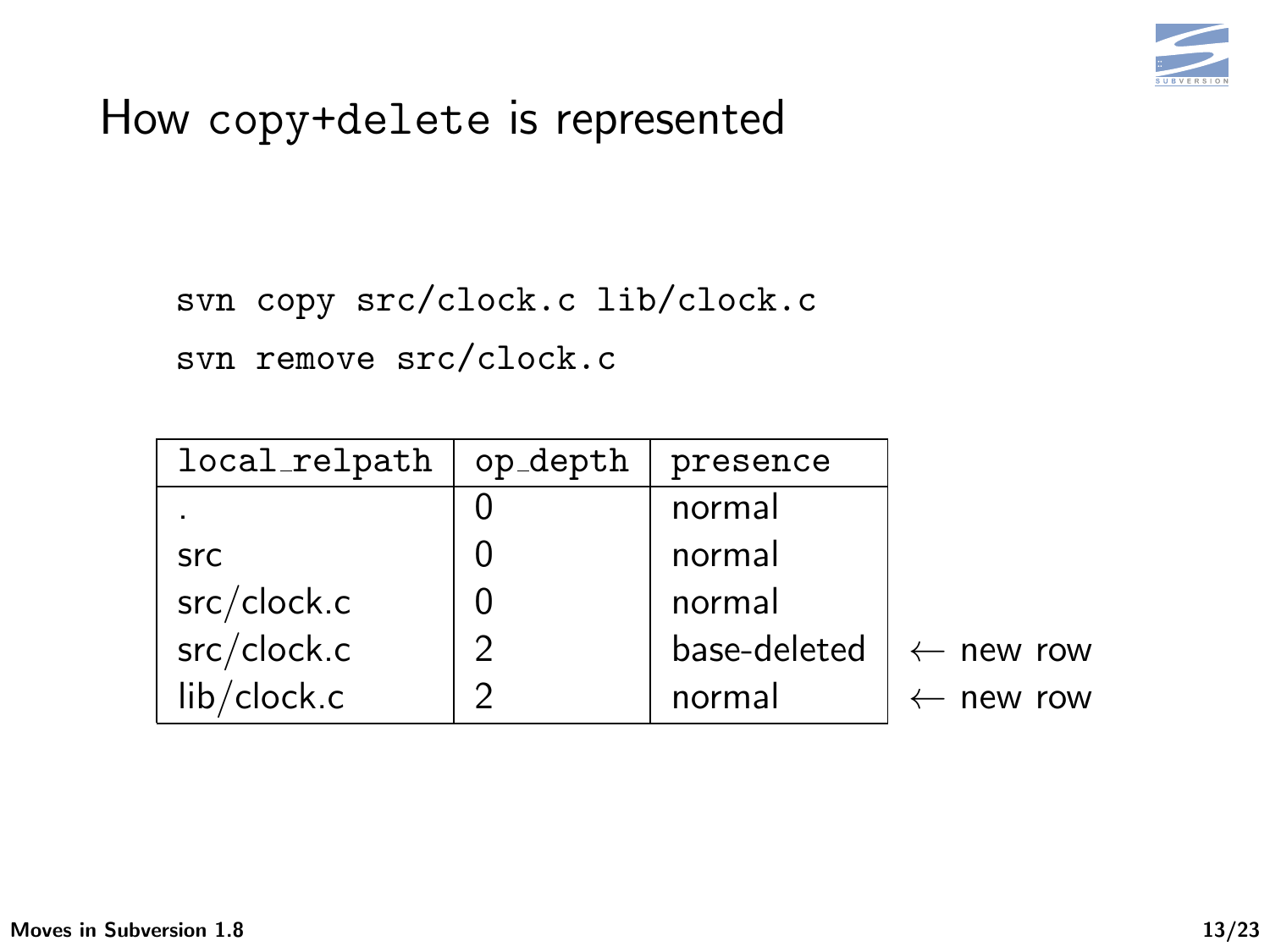# How copy+delete is represented

```
svn copy src/clock.c lib/clock.c
svn remove src/clock.c
```

| local_relpath | op_depth | presence | |
|---|---|---|---|
| . | 0 | normal | |
| src | 0 | normal | |
| src/clock.c | 0 | normal | |
| src/clock.c | 2 | base-deleted | ← new row |
| lib/clock.c | 2 | normal | ← new row |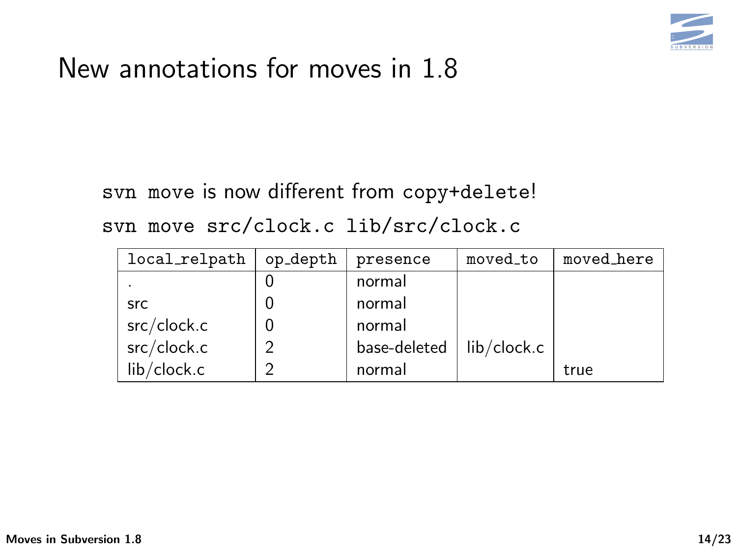# New annotations for moves in 1.8

`svn move` is now different from `copy+delete`!

`svn move src/clock.c lib/src/clock.c`

| `local_relpath` | `op_depth` | `presence` | `moved_to` | `moved_here` |
|---|---|---|---|---|
| . | 0 | normal | | |
| src | 0 | normal | | |
| src/clock.c | 0 | normal | | |
| src/clock.c | 2 | base-deleted | lib/clock.c | |
| lib/clock.c | 2 | normal | | true |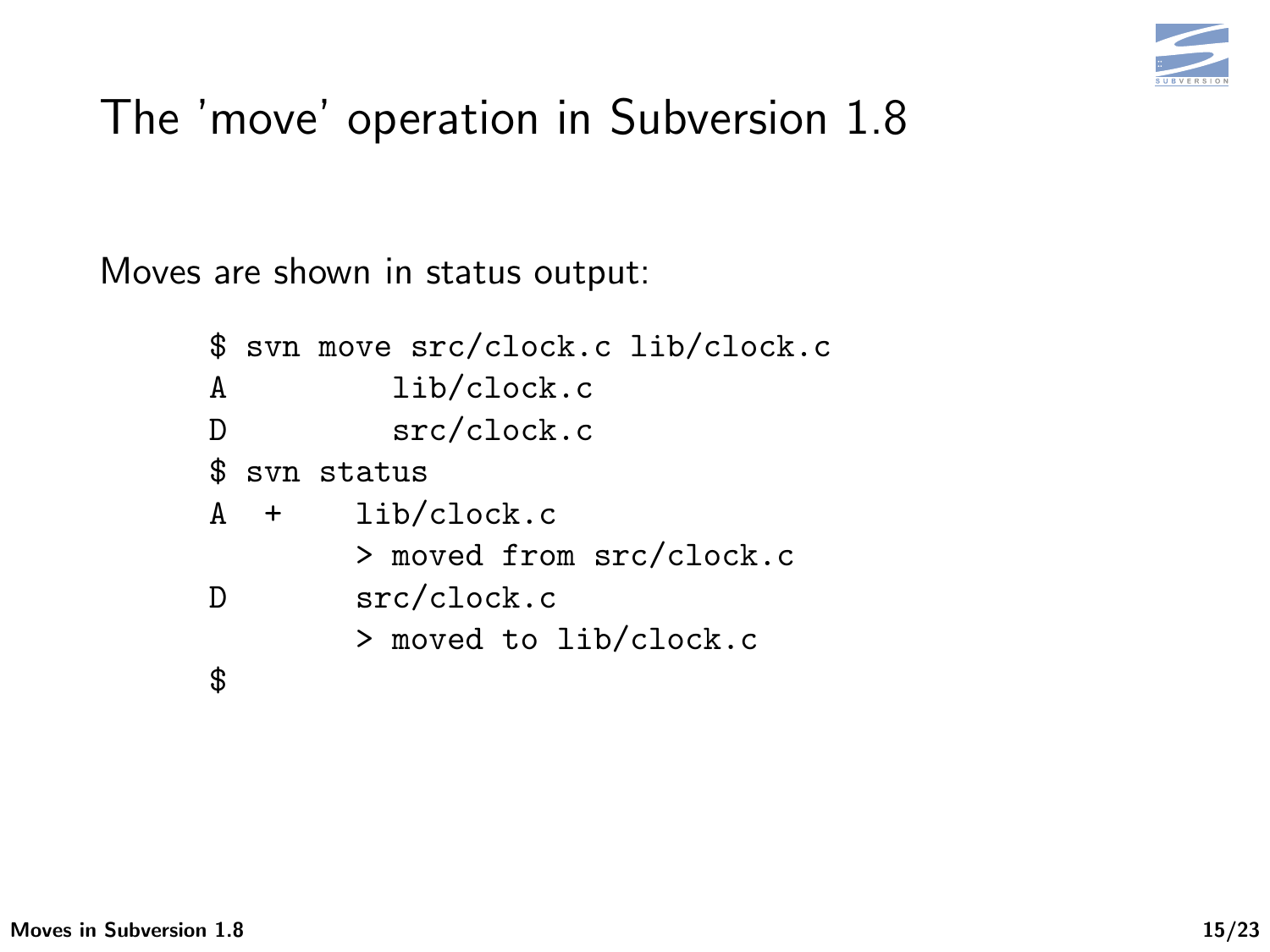# The 'move' operation in Subversion 1.8

Moves are shown in status output:

```
$ svn move src/clock.c lib/clock.c
A         lib/clock.c
D         src/clock.c
$ svn status
A  +    lib/clock.c
        > moved from src/clock.c
D       src/clock.c
        > moved to lib/clock.c
$
```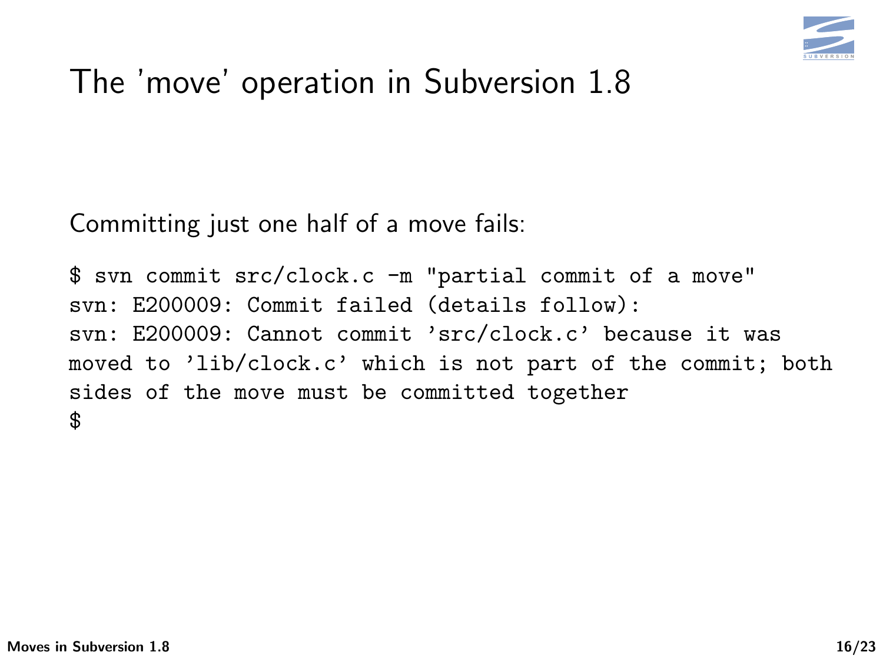# The 'move' operation in Subversion 1.8

Committing just one half of a move fails:

```
$ svn commit src/clock.c -m "partial commit of a move"
svn: E200009: Commit failed (details follow):
svn: E200009: Cannot commit 'src/clock.c' because it was
moved to 'lib/clock.c' which is not part of the commit; both
sides of the move must be committed together
$
```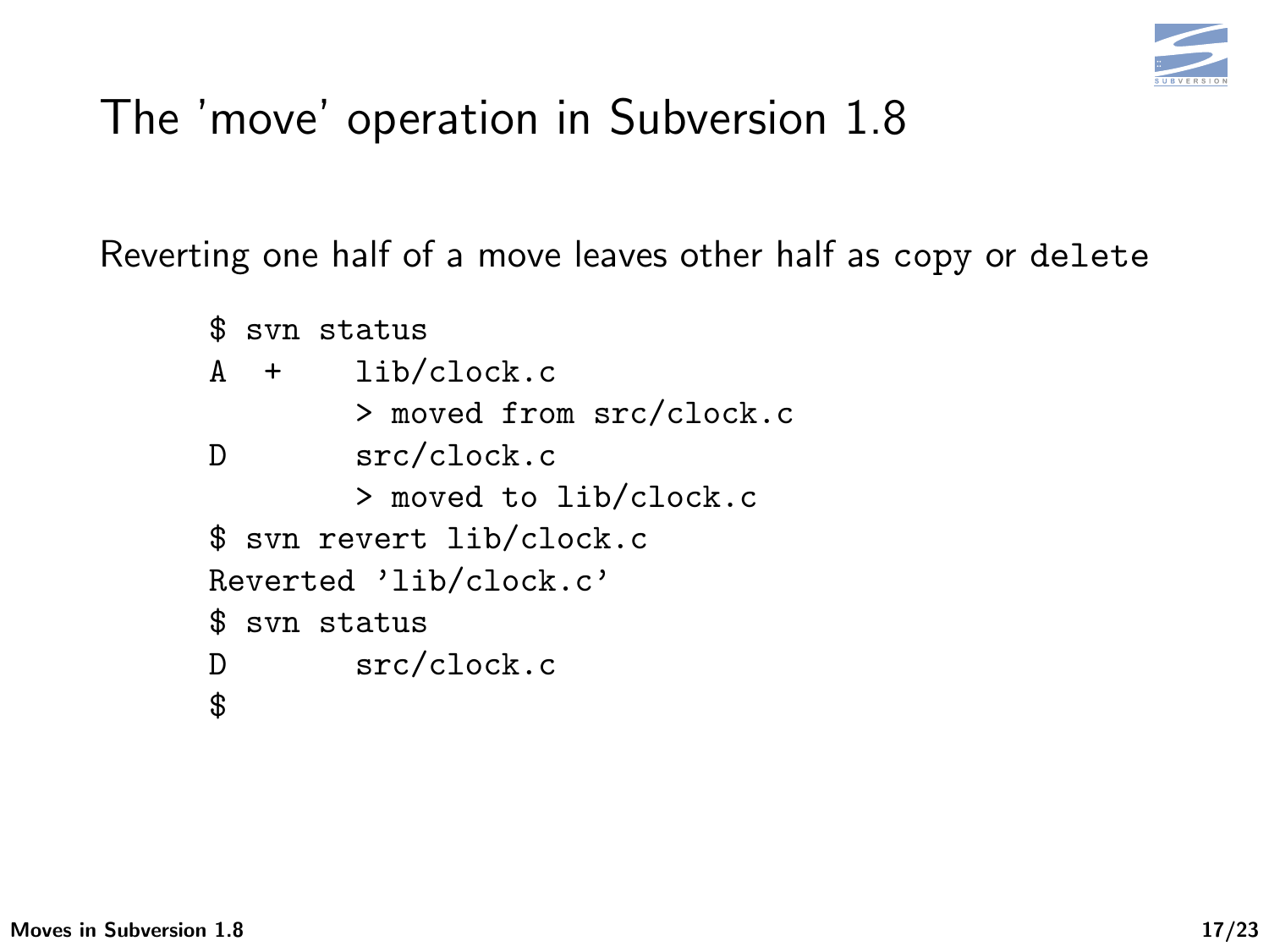# The 'move' operation in Subversion 1.8

Reverting one half of a move leaves other half as `copy` or `delete`

```
$ svn status
A  +    lib/clock.c
        > moved from src/clock.c
D       src/clock.c
        > moved to lib/clock.c
$ svn revert lib/clock.c
Reverted 'lib/clock.c'
$ svn status
D       src/clock.c
$
```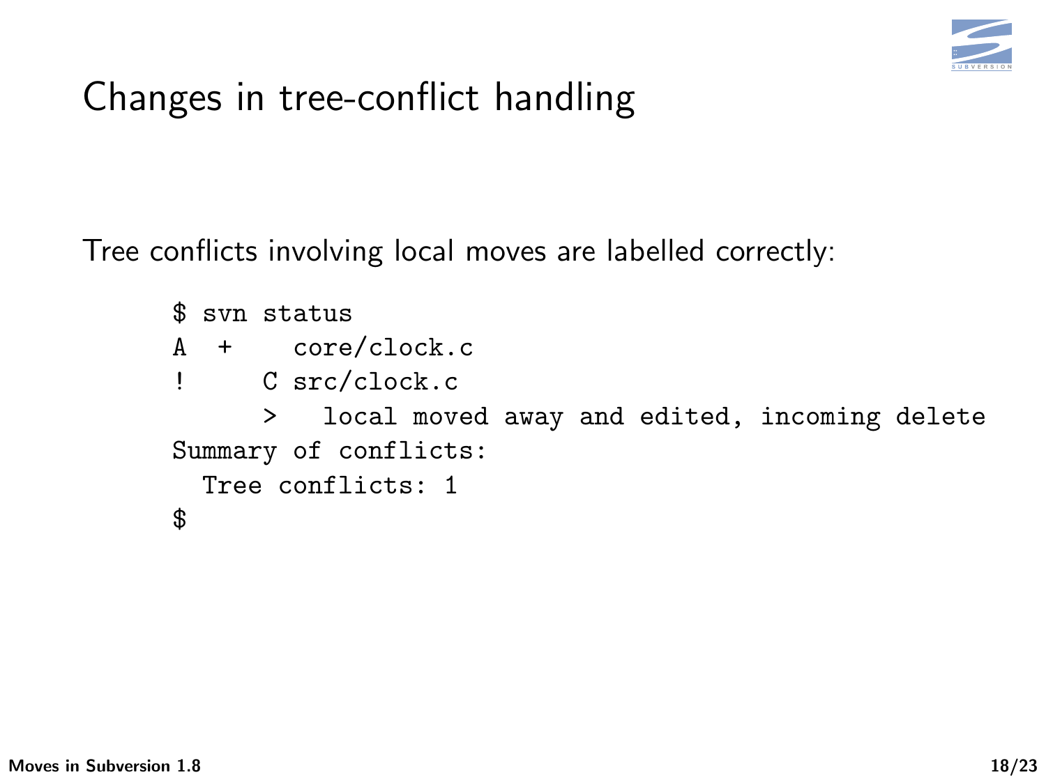# Changes in tree-conflict handling

Tree conflicts involving local moves are labelled correctly:

```
$ svn status
A  +    core/clock.c
!     C src/clock.c
      >   local moved away and edited, incoming delete
Summary of conflicts:
  Tree conflicts: 1
$
```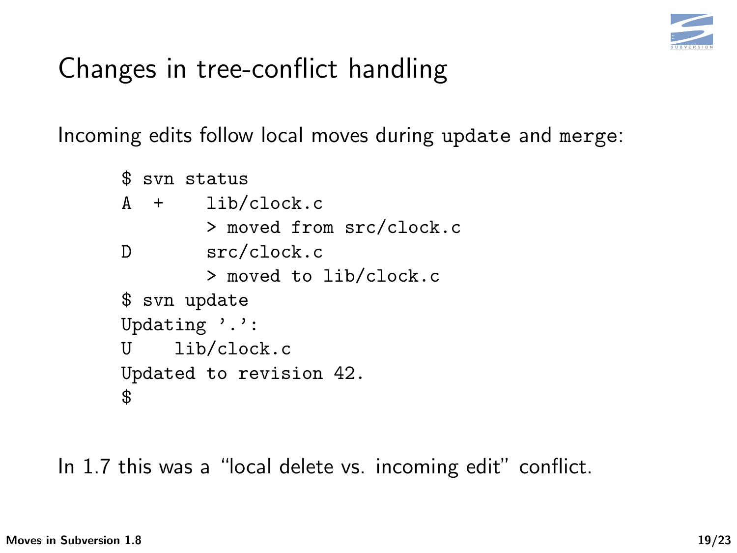# Changes in tree-conflict handling

Incoming edits follow local moves during `update` and `merge`:

```
$ svn status
A  +    lib/clock.c
        > moved from src/clock.c
D       src/clock.c
        > moved to lib/clock.c
$ svn update
Updating '.':
U    lib/clock.c
Updated to revision 42.
$
```

In 1.7 this was a "local delete vs. incoming edit" conflict.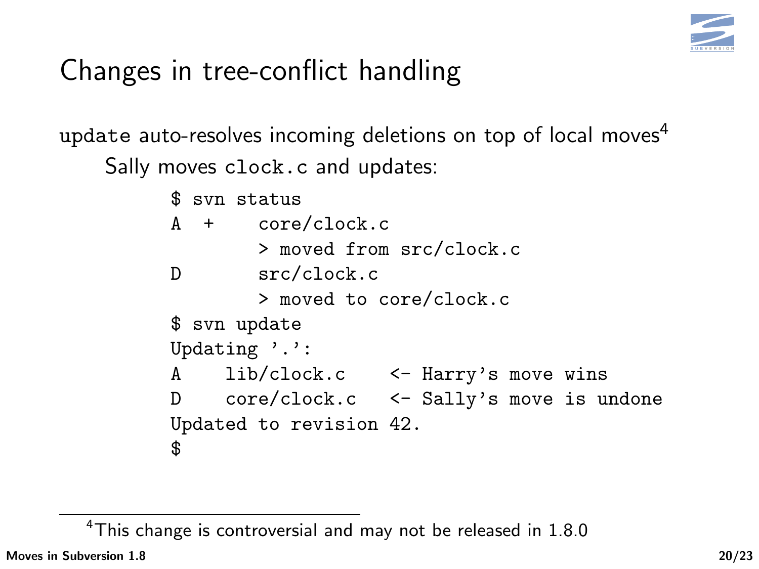# Changes in tree-conflict handling

`update` auto-resolves incoming deletions on top of local moves[4]

Sally moves `clock.c` and updates:

```
$ svn status
A  +    core/clock.c
        > moved from src/clock.c
D       src/clock.c
        > moved to core/clock.c
$ svn update
Updating '.':
A    lib/clock.c    <- Harry's move wins
D    core/clock.c   <- Sally's move is undone
Updated to revision 42.
$
```

[4] This change is controversial and may not be released in 1.8.0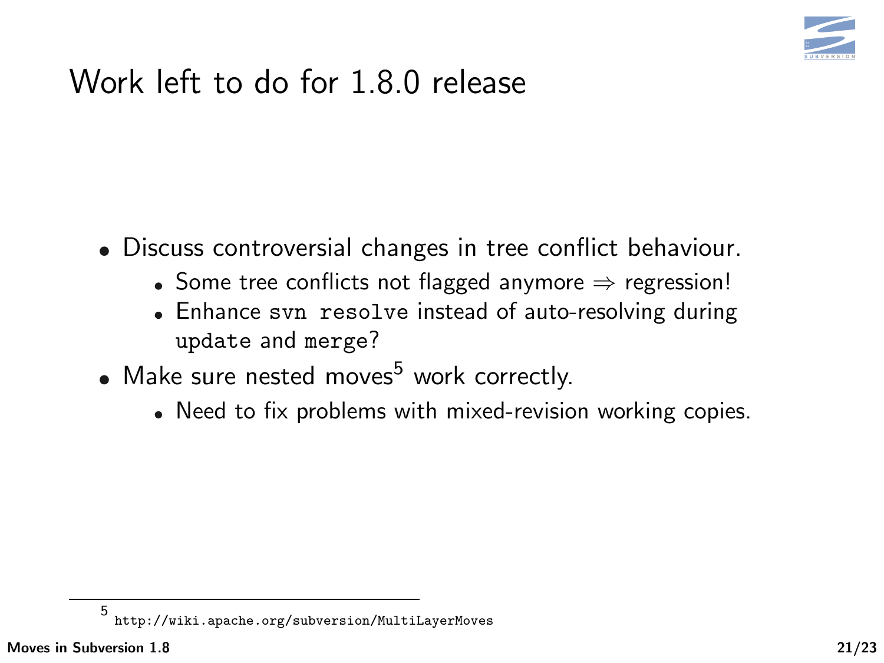# Work left to do for 1.8.0 release

- Discuss controversial changes in tree conflict behaviour.
  - Some tree conflicts not flagged anymore $\Rightarrow$ regression!
  - Enhance `svn resolve` instead of auto-resolving during `update` and `merge`?
- Make sure nested moves[5] work correctly.
  - Need to fix problems with mixed-revision working copies.

[5] http://wiki.apache.org/subversion/MultiLayerMoves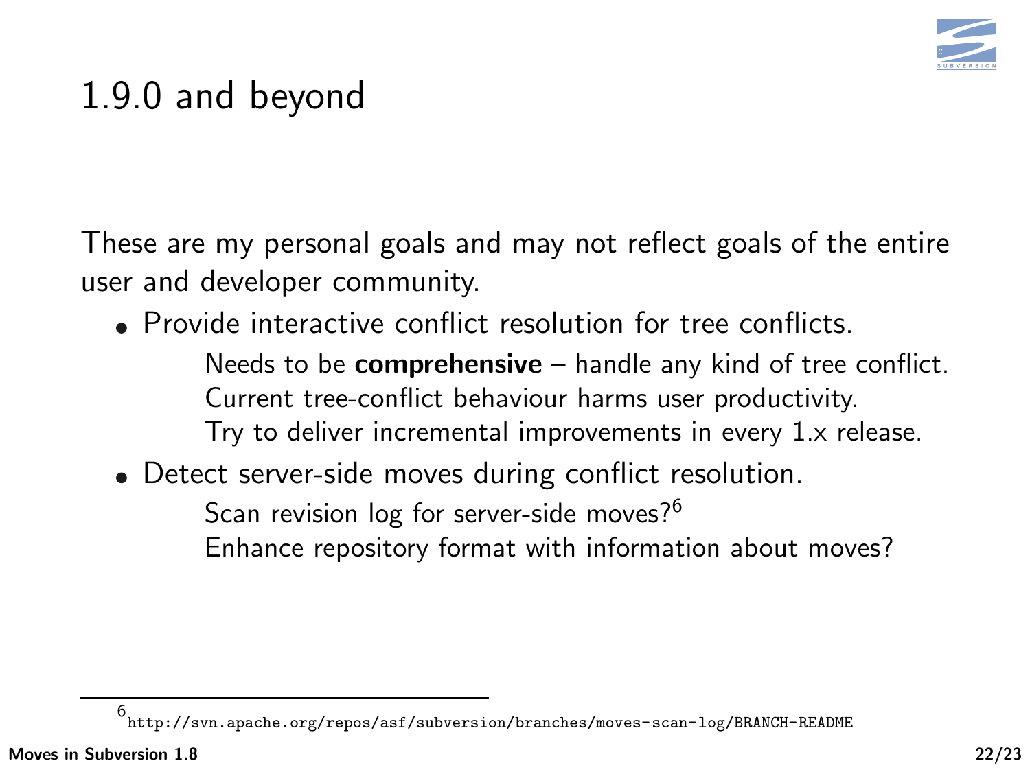# 1.9.0 and beyond

These are my personal goals and may not reflect goals of the entire user and developer community.

- Provide interactive conflict resolution for tree conflicts.

  Needs to be **comprehensive** – handle any kind of tree conflict.
  Current tree-conflict behaviour harms user productivity.
  Try to deliver incremental improvements in every 1.x release.

- Detect server-side moves during conflict resolution.

  Scan revision log for server-side moves?[6]
  Enhance repository format with information about moves?

[6] http://svn.apache.org/repos/asf/subversion/branches/moves-scan-log/BRANCH-README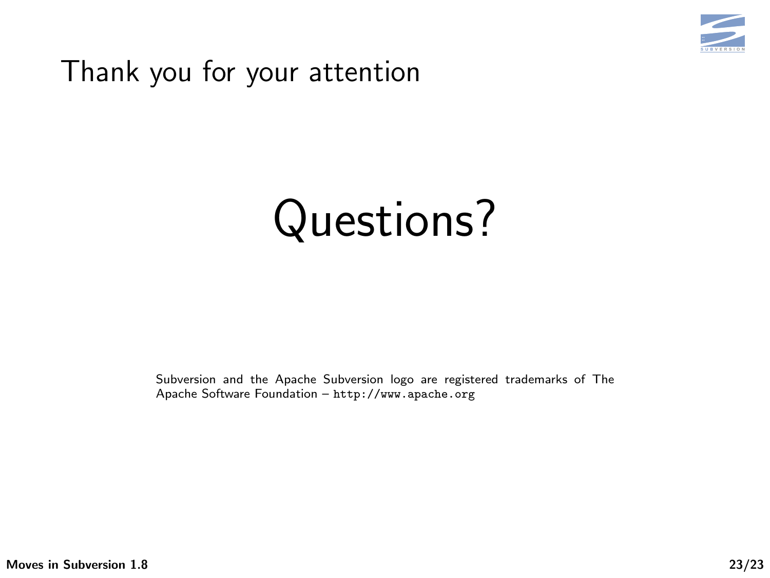# Thank you for your attention

# Questions?

Subversion and the Apache Subversion logo are registered trademarks of The Apache Software Foundation – `http://www.apache.org`